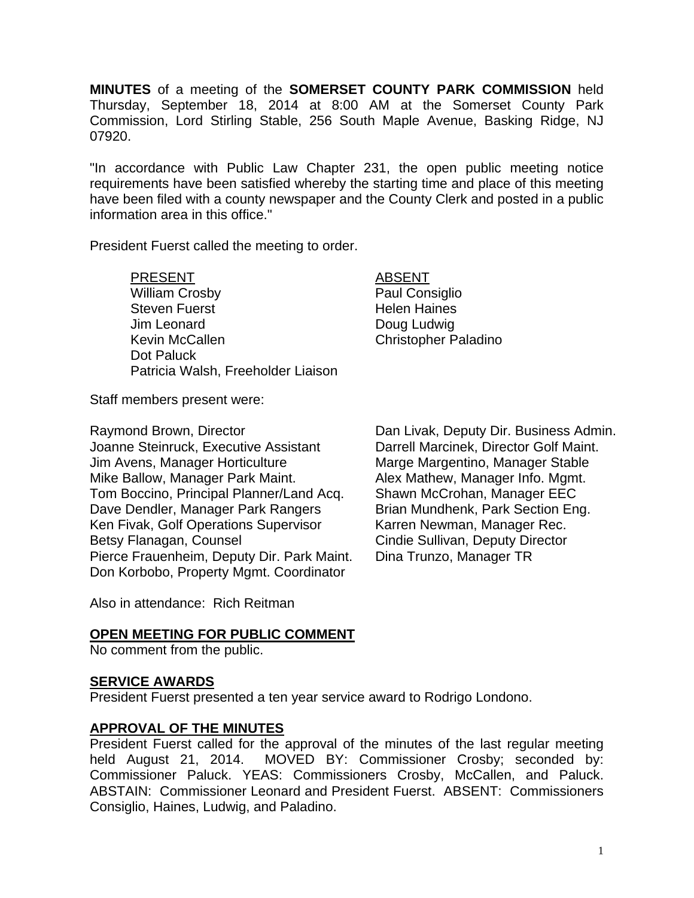**MINUTES** of a meeting of the **SOMERSET COUNTY PARK COMMISSION** held Thursday, September 18, 2014 at 8:00 AM at the Somerset County Park Commission, Lord Stirling Stable, 256 South Maple Avenue, Basking Ridge, NJ 07920.

"In accordance with Public Law Chapter 231, the open public meeting notice requirements have been satisfied whereby the starting time and place of this meeting have been filed with a county newspaper and the County Clerk and posted in a public information area in this office."

President Fuerst called the meeting to order.

| PRESENT | ABSENT |
|---|---|
| William Crosby | Paul Consiglio |
| Steven Fuerst | Helen Haines |
| Jim Leonard | Doug Ludwig |
| Kevin McCallen | Christopher Paladino |
| Dot Paluck | |
| Patricia Walsh, Freeholder Liaison | |

Staff members present were:

Raymond Brown, Director
Joanne Steinruck, Executive Assistant
Jim Avens, Manager Horticulture
Mike Ballow, Manager Park Maint.
Tom Boccino, Principal Planner/Land Acq.
Dave Dendler, Manager Park Rangers
Ken Fivak, Golf Operations Supervisor
Betsy Flanagan, Counsel
Pierce Frauenheim, Deputy Dir. Park Maint.
Don Korbobo, Property Mgmt. Coordinator
Dan Livak, Deputy Dir. Business Admin.
Darrell Marcinek, Director Golf Maint.
Marge Margentino, Manager Stable
Alex Mathew, Manager Info. Mgmt.
Shawn McCrohan, Manager EEC
Brian Mundhenk, Park Section Eng.
Karren Newman, Manager Rec.
Cindie Sullivan, Deputy Director
Dina Trunzo, Manager TR

Also in attendance: Rich Reitman

**OPEN MEETING FOR PUBLIC COMMENT**

No comment from the public.

**SERVICE AWARDS**

President Fuerst presented a ten year service award to Rodrigo Londono.

**APPROVAL OF THE MINUTES**

President Fuerst called for the approval of the minutes of the last regular meeting held August 21, 2014. MOVED BY: Commissioner Crosby; seconded by: Commissioner Paluck. YEAS: Commissioners Crosby, McCallen, and Paluck. ABSTAIN: Commissioner Leonard and President Fuerst. ABSENT: Commissioners Consiglio, Haines, Ludwig, and Paladino.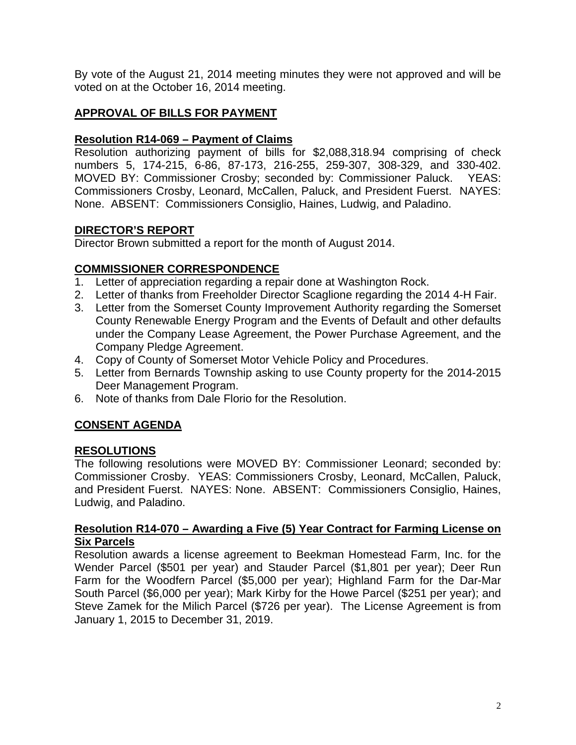By vote of the August 21, 2014 meeting minutes they were not approved and will be voted on at the October 16, 2014 meeting.

## APPROVAL OF BILLS FOR PAYMENT

### Resolution R14-069 – Payment of Claims

Resolution authorizing payment of bills for $2,088,318.94 comprising of check numbers 5, 174-215, 6-86, 87-173, 216-255, 259-307, 308-329, and 330-402. MOVED BY: Commissioner Crosby; seconded by: Commissioner Paluck. YEAS: Commissioners Crosby, Leonard, McCallen, Paluck, and President Fuerst. NAYES: None. ABSENT: Commissioners Consiglio, Haines, Ludwig, and Paladino.

## DIRECTOR'S REPORT

Director Brown submitted a report for the month of August 2014.

## COMMISSIONER CORRESPONDENCE

1. Letter of appreciation regarding a repair done at Washington Rock.
2. Letter of thanks from Freeholder Director Scaglione regarding the 2014 4-H Fair.
3. Letter from the Somerset County Improvement Authority regarding the Somerset County Renewable Energy Program and the Events of Default and other defaults under the Company Lease Agreement, the Power Purchase Agreement, and the Company Pledge Agreement.
4. Copy of County of Somerset Motor Vehicle Policy and Procedures.
5. Letter from Bernards Township asking to use County property for the 2014-2015 Deer Management Program.
6. Note of thanks from Dale Florio for the Resolution.

## CONSENT AGENDA

## RESOLUTIONS

The following resolutions were MOVED BY: Commissioner Leonard; seconded by: Commissioner Crosby. YEAS: Commissioners Crosby, Leonard, McCallen, Paluck, and President Fuerst. NAYES: None. ABSENT: Commissioners Consiglio, Haines, Ludwig, and Paladino.

### Resolution R14-070 – Awarding a Five (5) Year Contract for Farming License on Six Parcels

Resolution awards a license agreement to Beekman Homestead Farm, Inc. for the Wender Parcel ($501 per year) and Stauder Parcel ($1,801 per year); Deer Run Farm for the Woodfern Parcel ($5,000 per year); Highland Farm for the Dar-Mar South Parcel ($6,000 per year); Mark Kirby for the Howe Parcel ($251 per year); and Steve Zamek for the Milich Parcel ($726 per year). The License Agreement is from January 1, 2015 to December 31, 2019.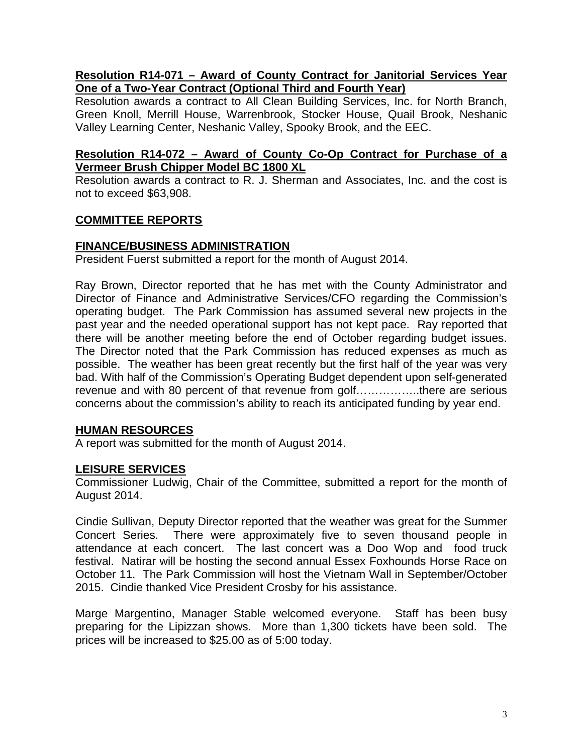**Resolution R14-071 – Award of County Contract for Janitorial Services Year One of a Two-Year Contract (Optional Third and Fourth Year)**

Resolution awards a contract to All Clean Building Services, Inc. for North Branch, Green Knoll, Merrill House, Warrenbrook, Stocker House, Quail Brook, Neshanic Valley Learning Center, Neshanic Valley, Spooky Brook, and the EEC.

**Resolution R14-072 – Award of County Co-Op Contract for Purchase of a Vermeer Brush Chipper Model BC 1800 XL**

Resolution awards a contract to R. J. Sherman and Associates, Inc. and the cost is not to exceed $63,908.

## COMMITTEE REPORTS

### FINANCE/BUSINESS ADMINISTRATION

President Fuerst submitted a report for the month of August 2014.

Ray Brown, Director reported that he has met with the County Administrator and Director of Finance and Administrative Services/CFO regarding the Commission's operating budget. The Park Commission has assumed several new projects in the past year and the needed operational support has not kept pace. Ray reported that there will be another meeting before the end of October regarding budget issues. The Director noted that the Park Commission has reduced expenses as much as possible. The weather has been great recently but the first half of the year was very bad. With half of the Commission's Operating Budget dependent upon self-generated revenue and with 80 percent of that revenue from golf……………..there are serious concerns about the commission's ability to reach its anticipated funding by year end.

### HUMAN RESOURCES

A report was submitted for the month of August 2014.

### LEISURE SERVICES

Commissioner Ludwig, Chair of the Committee, submitted a report for the month of August 2014.

Cindie Sullivan, Deputy Director reported that the weather was great for the Summer Concert Series. There were approximately five to seven thousand people in attendance at each concert. The last concert was a Doo Wop and food truck festival. Natirar will be hosting the second annual Essex Foxhounds Horse Race on October 11. The Park Commission will host the Vietnam Wall in September/October 2015. Cindie thanked Vice President Crosby for his assistance.

Marge Margentino, Manager Stable welcomed everyone. Staff has been busy preparing for the Lipizzan shows. More than 1,300 tickets have been sold. The prices will be increased to $25.00 as of 5:00 today.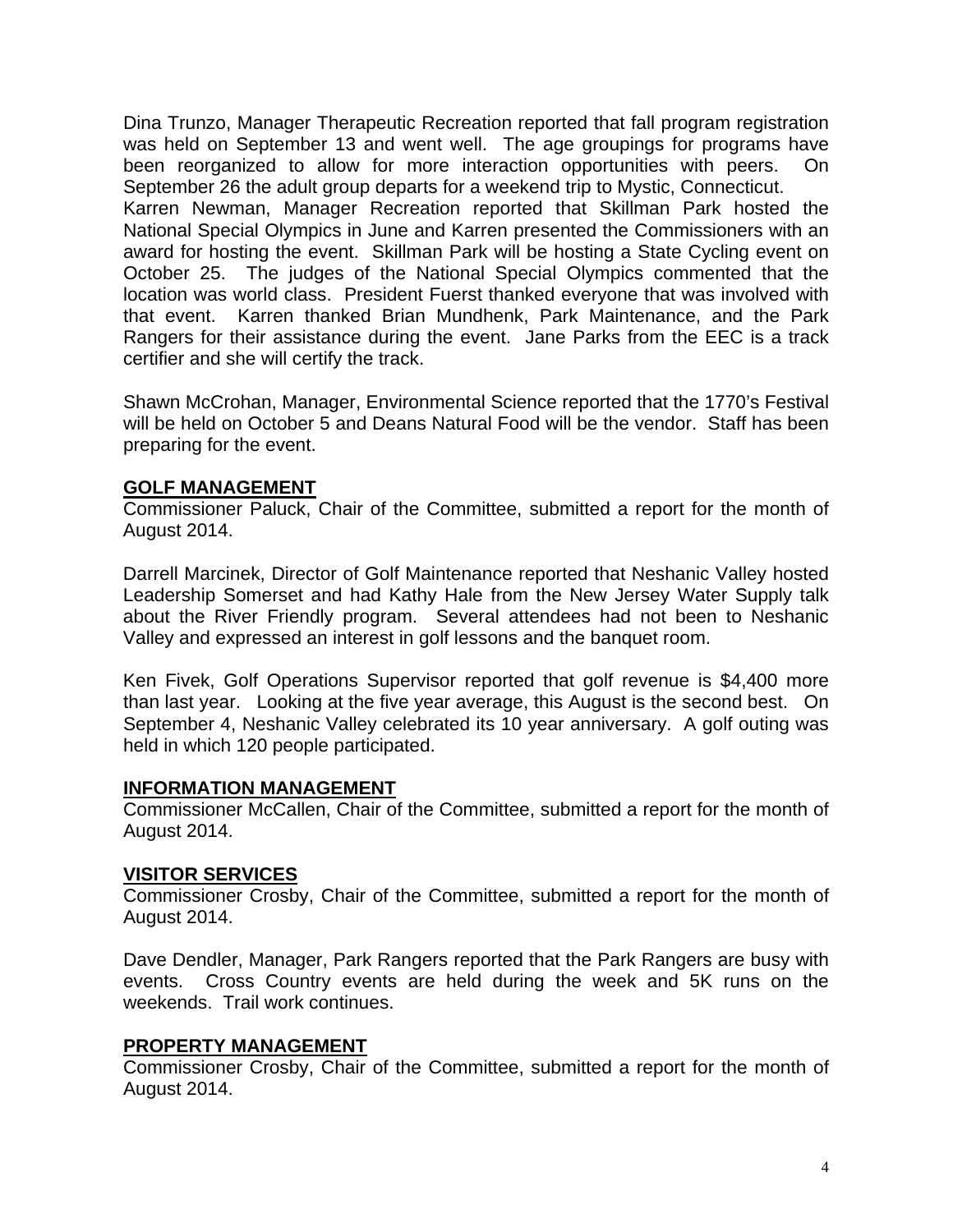Dina Trunzo, Manager Therapeutic Recreation reported that fall program registration was held on September 13 and went well. The age groupings for programs have been reorganized to allow for more interaction opportunities with peers. On September 26 the adult group departs for a weekend trip to Mystic, Connecticut.

Karren Newman, Manager Recreation reported that Skillman Park hosted the National Special Olympics in June and Karren presented the Commissioners with an award for hosting the event. Skillman Park will be hosting a State Cycling event on October 25. The judges of the National Special Olympics commented that the location was world class. President Fuerst thanked everyone that was involved with that event. Karren thanked Brian Mundhenk, Park Maintenance, and the Park Rangers for their assistance during the event. Jane Parks from the EEC is a track certifier and she will certify the track.

Shawn McCrohan, Manager, Environmental Science reported that the 1770's Festival will be held on October 5 and Deans Natural Food will be the vendor. Staff has been preparing for the event.

## GOLF MANAGEMENT

Commissioner Paluck, Chair of the Committee, submitted a report for the month of August 2014.

Darrell Marcinek, Director of Golf Maintenance reported that Neshanic Valley hosted Leadership Somerset and had Kathy Hale from the New Jersey Water Supply talk about the River Friendly program. Several attendees had not been to Neshanic Valley and expressed an interest in golf lessons and the banquet room.

Ken Fivek, Golf Operations Supervisor reported that golf revenue is $4,400 more than last year. Looking at the five year average, this August is the second best. On September 4, Neshanic Valley celebrated its 10 year anniversary. A golf outing was held in which 120 people participated.

## INFORMATION MANAGEMENT

Commissioner McCallen, Chair of the Committee, submitted a report for the month of August 2014.

## VISITOR SERVICES

Commissioner Crosby, Chair of the Committee, submitted a report for the month of August 2014.

Dave Dendler, Manager, Park Rangers reported that the Park Rangers are busy with events. Cross Country events are held during the week and 5K runs on the weekends. Trail work continues.

## PROPERTY MANAGEMENT

Commissioner Crosby, Chair of the Committee, submitted a report for the month of August 2014.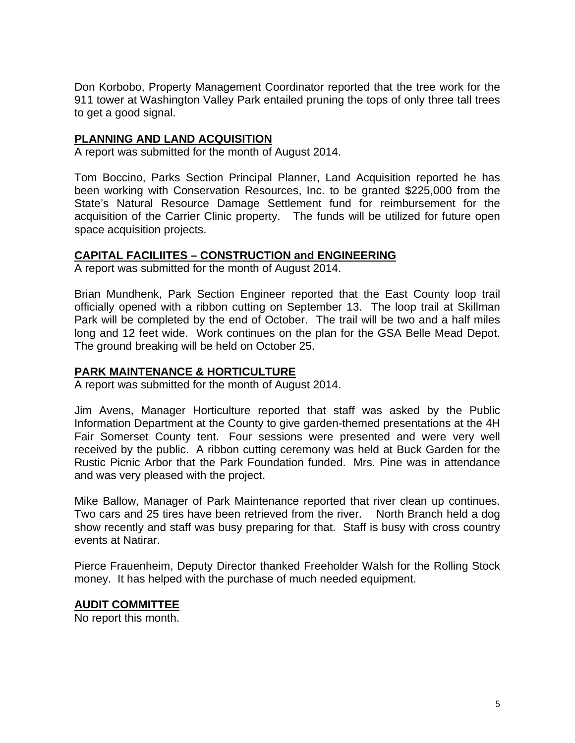Don Korbobo, Property Management Coordinator reported that the tree work for the 911 tower at Washington Valley Park entailed pruning the tops of only three tall trees to get a good signal.

## PLANNING AND LAND ACQUISITION

A report was submitted for the month of August 2014.

Tom Boccino, Parks Section Principal Planner, Land Acquisition reported he has been working with Conservation Resources, Inc. to be granted $225,000 from the State's Natural Resource Damage Settlement fund for reimbursement for the acquisition of the Carrier Clinic property. The funds will be utilized for future open space acquisition projects.

## CAPITAL FACILIITES – CONSTRUCTION and ENGINEERING

A report was submitted for the month of August 2014.

Brian Mundhenk, Park Section Engineer reported that the East County loop trail officially opened with a ribbon cutting on September 13. The loop trail at Skillman Park will be completed by the end of October. The trail will be two and a half miles long and 12 feet wide. Work continues on the plan for the GSA Belle Mead Depot. The ground breaking will be held on October 25.

## PARK MAINTENANCE & HORTICULTURE

A report was submitted for the month of August 2014.

Jim Avens, Manager Horticulture reported that staff was asked by the Public Information Department at the County to give garden-themed presentations at the 4H Fair Somerset County tent. Four sessions were presented and were very well received by the public. A ribbon cutting ceremony was held at Buck Garden for the Rustic Picnic Arbor that the Park Foundation funded. Mrs. Pine was in attendance and was very pleased with the project.

Mike Ballow, Manager of Park Maintenance reported that river clean up continues. Two cars and 25 tires have been retrieved from the river. North Branch held a dog show recently and staff was busy preparing for that. Staff is busy with cross country events at Natirar.

Pierce Frauenheim, Deputy Director thanked Freeholder Walsh for the Rolling Stock money. It has helped with the purchase of much needed equipment.

## AUDIT COMMITTEE

No report this month.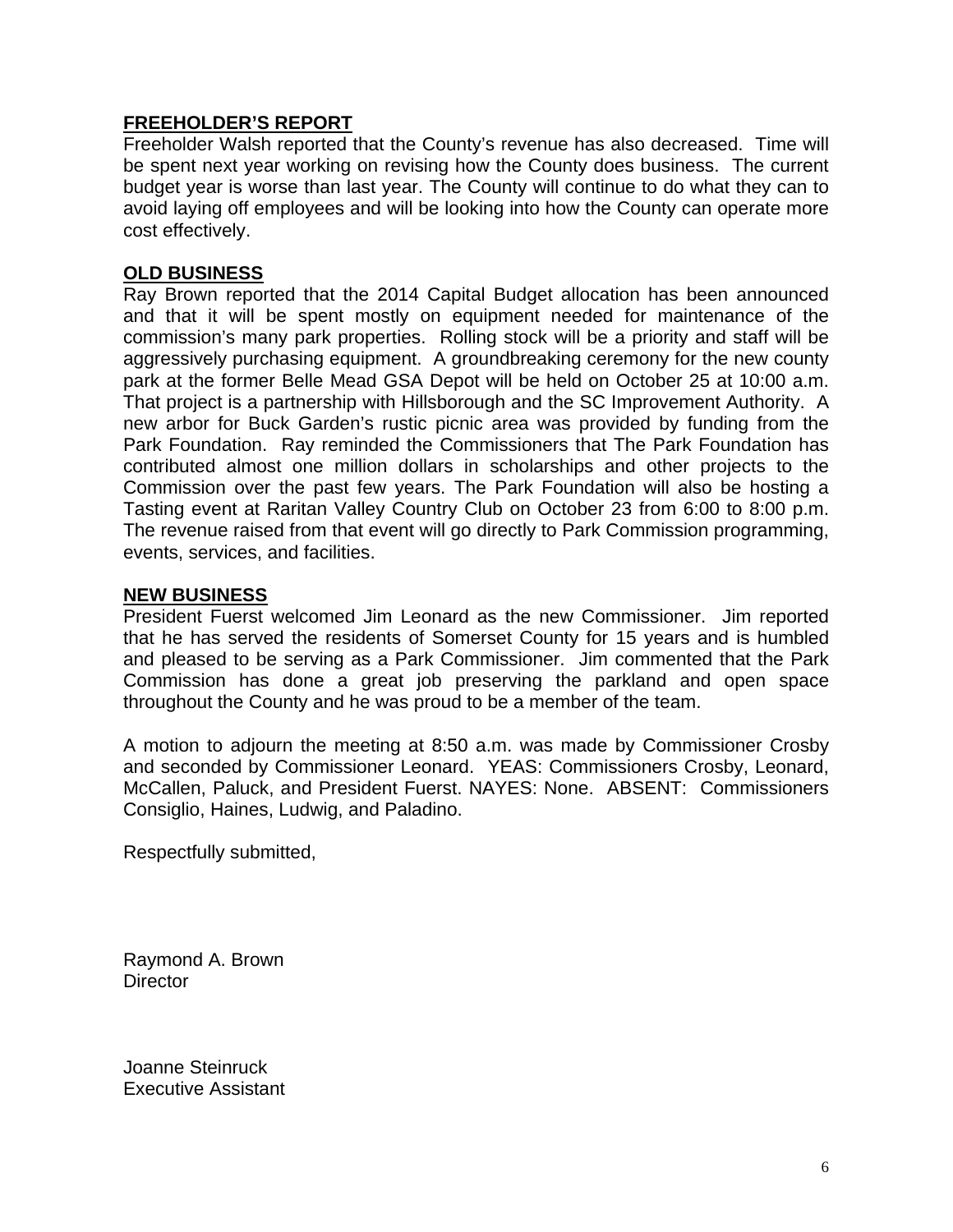## FREEHOLDER'S REPORT

Freeholder Walsh reported that the County's revenue has also decreased. Time will be spent next year working on revising how the County does business. The current budget year is worse than last year. The County will continue to do what they can to avoid laying off employees and will be looking into how the County can operate more cost effectively.

## OLD BUSINESS

Ray Brown reported that the 2014 Capital Budget allocation has been announced and that it will be spent mostly on equipment needed for maintenance of the commission's many park properties. Rolling stock will be a priority and staff will be aggressively purchasing equipment. A groundbreaking ceremony for the new county park at the former Belle Mead GSA Depot will be held on October 25 at 10:00 a.m. That project is a partnership with Hillsborough and the SC Improvement Authority. A new arbor for Buck Garden's rustic picnic area was provided by funding from the Park Foundation. Ray reminded the Commissioners that The Park Foundation has contributed almost one million dollars in scholarships and other projects to the Commission over the past few years. The Park Foundation will also be hosting a Tasting event at Raritan Valley Country Club on October 23 from 6:00 to 8:00 p.m. The revenue raised from that event will go directly to Park Commission programming, events, services, and facilities.

## NEW BUSINESS

President Fuerst welcomed Jim Leonard as the new Commissioner. Jim reported that he has served the residents of Somerset County for 15 years and is humbled and pleased to be serving as a Park Commissioner. Jim commented that the Park Commission has done a great job preserving the parkland and open space throughout the County and he was proud to be a member of the team.

A motion to adjourn the meeting at 8:50 a.m. was made by Commissioner Crosby and seconded by Commissioner Leonard. YEAS: Commissioners Crosby, Leonard, McCallen, Paluck, and President Fuerst. NAYES: None. ABSENT: Commissioners Consiglio, Haines, Ludwig, and Paladino.

Respectfully submitted,

Raymond A. Brown
Director

Joanne Steinruck
Executive Assistant